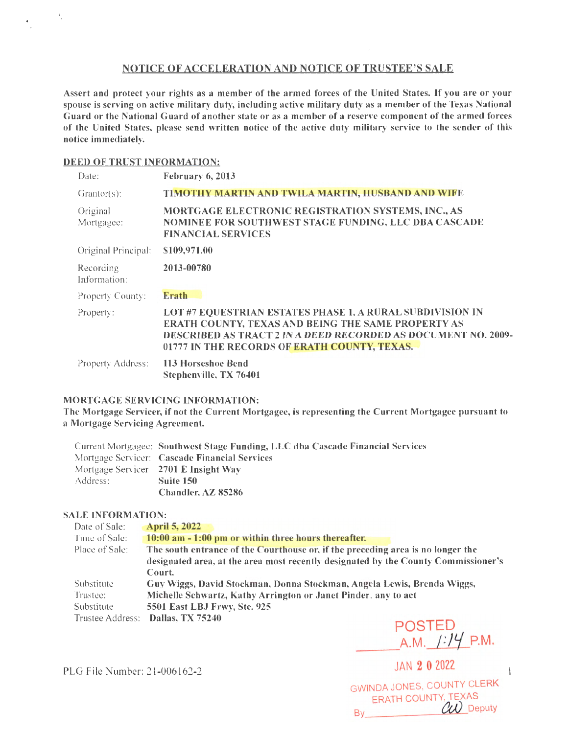## NOTICE OF ACCELERATION AND NOTICE OF TRUSTEE'S SALE

**Assert and protect your rights as a member of the armed forces of the United States. If you are or your spouse is serving on active military duty, including active military duty as a member of the Texas National Guard or the National Guard of another state or as a member of a reserve component of the armed forces of the United States, please send written notice of the active duty military service to the sender of this notice immediately.**

### DEED OF TRUST INFORMATION:

| | |
|---|---|
| Date: | **February 6, 2013** |
| Grantor(s): | **TIMOTHY MARTIN AND TWILA MARTIN, HUSBAND AND WIFE** |
| Original Mortgagee: | **MORTGAGE ELECTRONIC REGISTRATION SYSTEMS, INC., AS NOMINEE FOR SOUTHWEST STAGE FUNDING, LLC DBA CASCADE FINANCIAL SERVICES** |
| Original Principal: | **$109,971.00** |
| Recording Information: | **2013-00780** |
| Property County: | **Erath** |
| Property: | **LOT #7 EQUESTRIAN ESTATES PHASE 1, A RURAL SUBDIVISION IN ERATH COUNTY, TEXAS AND BEING THE SAME PROPERTY AS DESCRIBED AS TRACT 2 *IN A DEED RECORDED* AS DOCUMENT NO. 2009-01777 IN THE RECORDS OF ERATH COUNTY, TEXAS.** |
| Property Address: | **113 Horseshoe Bend<br>Stephenville, TX 76401** |

### MORTGAGE SERVICING INFORMATION:

**The Mortgage Servicer, if not the Current Mortgagee, is representing the Current Mortgagee pursuant to a Mortgage Servicing Agreement.**

| | |
|---|---|
| Current Mortgagee: | **Southwest Stage Funding, LLC dba Cascade Financial Services** |
| Mortgage Servicer: | **Cascade Financial Services** |
| Mortgage Servicer Address: | **2701 E Insight Way<br>Suite 150<br>Chandler, AZ 85286** |

### SALE INFORMATION:

| | |
|---|---|
| Date of Sale: | **April 5, 2022** |
| Time of Sale: | **10:00 am - 1:00 pm or within three hours thereafter.** |
| Place of Sale: | **The south entrance of the Courthouse or, if the preceding area is no longer the designated area, at the area most recently designated by the County Commissioner's Court.** |
| Substitute Trustee: | **Guy Wiggs, David Stockman, Donna Stockman, Angela Lewis, Brenda Wiggs, Michelle Schwartz, Kathy Arrington or Janet Pinder, any to act** |
| Substitute Trustee Address: | **5501 East LBJ Frwy, Ste. 925<br>Dallas, TX 75240** |

POSTED
A.M. 1:14 P.M.
JAN 20 2022
GWINDA JONES, COUNTY CLERK
ERATH COUNTY, TEXAS
By CW Deputy

PLG File Number: 21-006162-2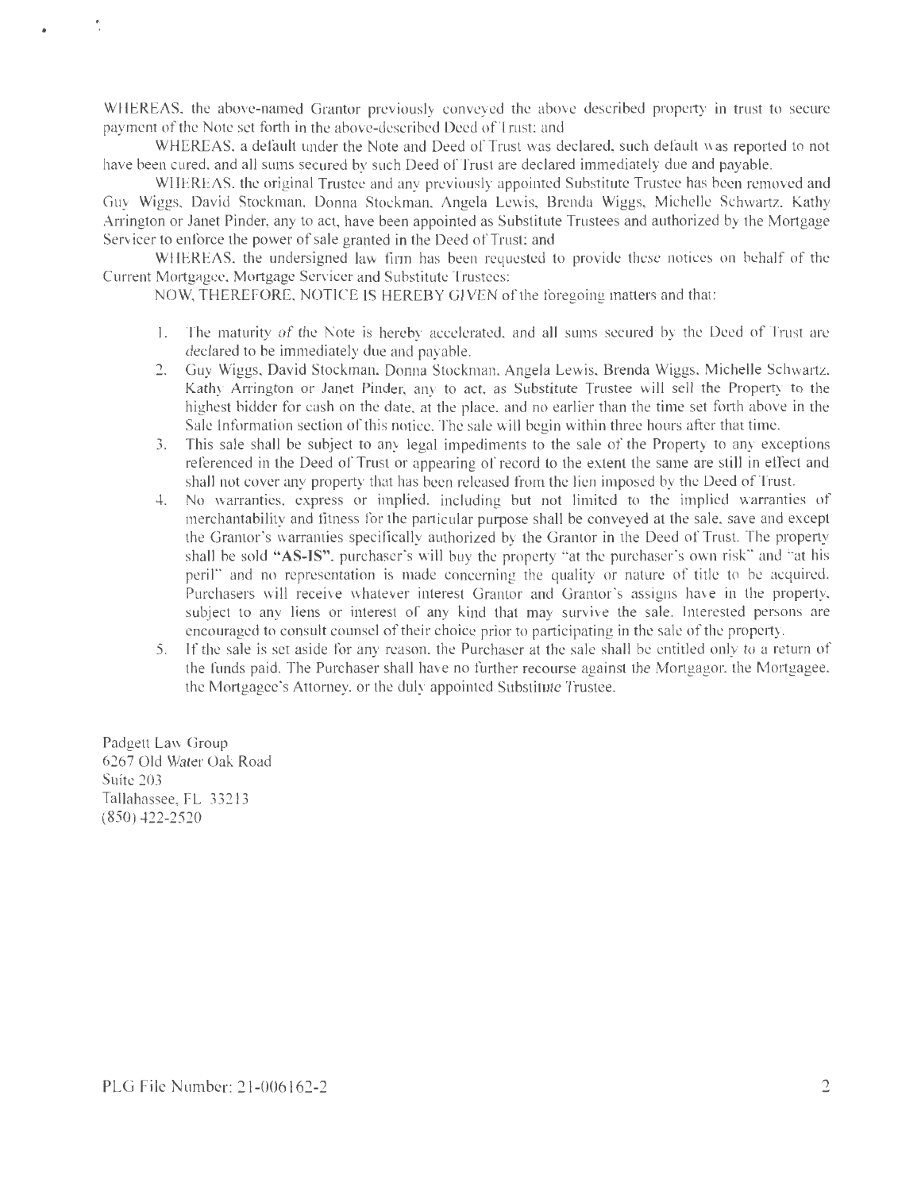WHEREAS, the above-named Grantor previously conveyed the above described property in trust to secure payment of the Note set forth in the above-described Deed of Trust: and

WHEREAS, a default under the Note and Deed of Trust was declared, such default was reported to not have been cured, and all sums secured by such Deed of Trust are declared immediately due and payable.

WHEREAS, the original Trustee and any previously appointed Substitute Trustee has been removed and Guy Wiggs, David Stockman, Donna Stockman, Angela Lewis, Brenda Wiggs, Michelle Schwartz, Kathy Arrington or Janet Pinder, any to act, have been appointed as Substitute Trustees and authorized by the Mortgage Servicer to enforce the power of sale granted in the Deed of Trust; and

WHEREAS, the undersigned law firm has been requested to provide these notices on behalf of the Current Mortgagee, Mortgage Servicer and Substitute Trustees:

NOW, THEREFORE, NOTICE IS HEREBY GIVEN of the foregoing matters and that:

1. The maturity of the Note is hereby accelerated, and all sums secured by the Deed of Trust are declared to be immediately due and payable.
2. Guy Wiggs, David Stockman, Donna Stockman, Angela Lewis, Brenda Wiggs, Michelle Schwartz, Kathy Arrington or Janet Pinder, any to act, as Substitute Trustee will sell the Property to the highest bidder for cash on the date, at the place, and no earlier than the time set forth above in the Sale Information section of this notice. The sale will begin within three hours after that time.
3. This sale shall be subject to any legal impediments to the sale of the Property to any exceptions referenced in the Deed of Trust or appearing of record to the extent the same are still in effect and shall not cover any property that has been released from the lien imposed by the Deed of Trust.
4. No warranties, express or implied, including but not limited to the implied warranties of merchantability and fitness for the particular purpose shall be conveyed at the sale, save and except the Grantor's warranties specifically authorized by the Grantor in the Deed of Trust. The property shall be sold **"AS-IS"**, purchaser's will buy the property "at the purchaser's own risk" and "at his peril" and no representation is made concerning the quality or nature of title to be acquired. Purchasers will receive whatever interest Grantor and Grantor's assigns have in the property, subject to any liens or interest of any kind that may survive the sale. Interested persons are encouraged to consult counsel of their choice prior to participating in the sale of the property.
5. If the sale is set aside for any reason, the Purchaser at the sale shall be entitled only to a return of the funds paid. The Purchaser shall have no further recourse against the Mortgagor, the Mortgagee, the Mortgagee's Attorney, or the duly appointed Substitute Trustee.

Padgett Law Group
6267 Old Water Oak Road
Suite 203
Tallahassee, FL 33213
(850) 422-2520

PLG File Number: 21-006162-2